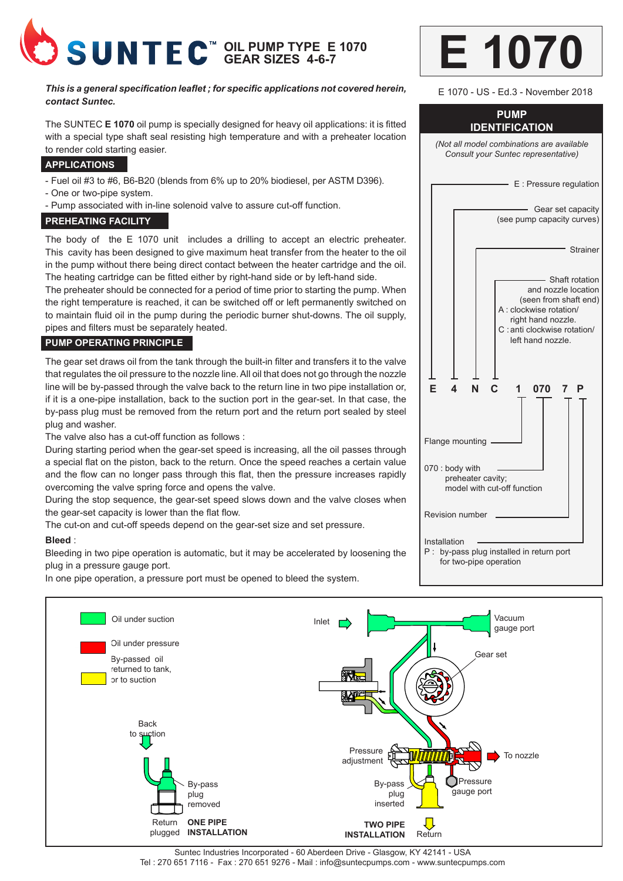# SUNTEC™ OIL PUMP TYPE E 1070 GEAR SIZES 4-6-7

# E 1070

E 1070 - US - Ed.3 - November 2018

***This is a general specification leaflet ; for specific applications not covered herein, contact Suntec.***

The SUNTEC **E 1070** oil pump is specially designed for heavy oil applications: it is fitted with a special type shaft seal resisting high temperature and with a preheater location to render cold starting easier.

## APPLICATIONS

- Fuel oil #3 to #6, B6-B20 (blends from 6% up to 20% biodiesel, per ASTM D396).
- One or two-pipe system.
- Pump associated with in-line solenoid valve to assure cut-off function.

## PREHEATING FACILITY

The body of the E 1070 unit includes a drilling to accept an electric preheater. This cavity has been designed to give maximum heat transfer from the heater to the oil in the pump without there being direct contact between the heater cartridge and the oil. The heating cartridge can be fitted either by right-hand side or by left-hand side.

The preheater should be connected for a period of time prior to starting the pump. When the right temperature is reached, it can be switched off or left permanently switched on to maintain fluid oil in the pump during the periodic burner shut-downs. The oil supply, pipes and filters must be separately heated.

## PUMP OPERATING PRINCIPLE

The gear set draws oil from the tank through the built-in filter and transfers it to the valve that regulates the oil pressure to the nozzle line. All oil that does not go through the nozzle line will be by-passed through the valve back to the return line in two pipe installation or, if it is a one-pipe installation, back to the suction port in the gear-set. In that case, the by-pass plug must be removed from the return port and the return port sealed by steel plug and washer.

The valve also has a cut-off function as follows :

During starting period when the gear-set speed is increasing, all the oil passes through a special flat on the piston, back to the return. Once the speed reaches a certain value and the flow can no longer pass through this flat, then the pressure increases rapidly overcoming the valve spring force and opens the valve.

During the stop sequence, the gear-set speed slows down and the valve closes when the gear-set capacity is lower than the flat flow.

The cut-on and cut-off speeds depend on the gear-set size and set pressure.

**Bleed** :

Bleeding in two pipe operation is automatic, but it may be accelerated by loosening the plug in a pressure gauge port.

In one pipe operation, a pressure port must be opened to bleed the system.

## PUMP IDENTIFICATION

*(Not all model combinations are available Consult your Suntec representative)*

**E 4 N C 1 070 7 P**

- E : Pressure regulation
- 4 : Gear set capacity (see pump capacity curves)
- N : Strainer
- C : Shaft rotation and nozzle location (seen from shaft end)
  - A : clockwise rotation/ right hand nozzle.
  - C : anti clockwise rotation/ left hand nozzle.
- 1 : Flange mounting
- 070 : body with preheater cavity; model with cut-off function
- 7 : Revision number
- P : Installation
  - P : by-pass plug installed in return port for two-pipe operation

Oil under suction

Oil under pressure

By-passed oil returned to tank, or to suction

Inlet — Vacuum gauge port — Gear set — Pressure adjustment — To nozzle — Pressure gauge port — By-pass plug inserted — Return

**TWO PIPE INSTALLATION**

Back to suction — By-pass plug removed — Return plugged

**ONE PIPE INSTALLATION**

Suntec Industries Incorporated - 60 Aberdeen Drive - Glasgow, KY 42141 - USA
Tel : 270 651 7116 - Fax : 270 651 9276 - Mail : info@suntecpumps.com - www.suntecpumps.com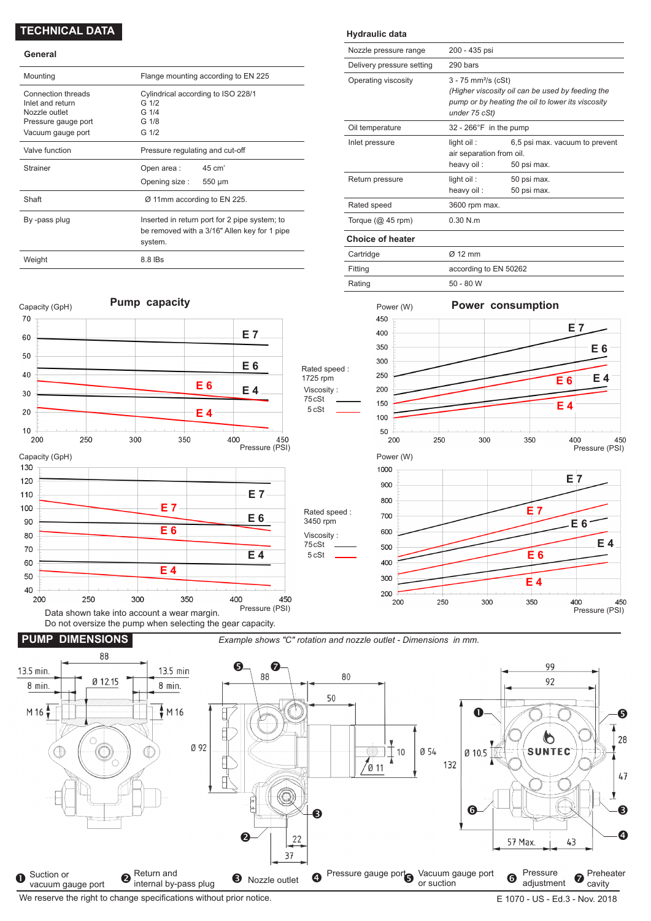# TECHNICAL DATA

## General

| | |
|---|---|
| Mounting | Flange mounting according to EN 225 |
| Connection threads<br>Inlet and return<br>Nozzle outlet<br>Pressure gauge port<br>Vacuum gauge port | Cylindrical according to ISO 228/1<br>G 1/2<br>G 1/4<br>G 1/8<br>G 1/2 |
| Valve function | Pressure regulating and cut-off |
| Strainer | Open area : 45 cm²<br>Opening size : 550 µm |
| Shaft | Ø 11mm according to EN 225. |
| By -pass plug | Inserted in return port for 2 pipe system; to be removed with a 3/16" Allen key for 1 pipe system. |
| Weight | 8.8 IBs |

## Hydraulic data

| | |
|---|---|
| Nozzle pressure range | 200 - 435 psi |
| Delivery pressure setting | 290 bars |
| Operating viscosity | 3 - 75 mm²/s (cSt)<br>*(Higher viscosity oil can be used by feeding the pump or by heating the oil to lower its viscosity under 75 cSt)* |
| Oil temperature | 32 - 266°F in the pump |
| Inlet pressure | light oil : 6,5 psi max. vacuum to prevent air separation from oil.<br>heavy oil : 50 psi max. |
| Return pressure | light oil : 50 psi max.<br>heavy oil : 50 psi max. |
| Rated speed | 3600 rpm max. |
| Torque (@ 45 rpm) | 0.30 N.m |

## Choice of heater

| | |
|---|---|
| Cartridge | Ø 12 mm |
| Fitting | according to EN 50262 |
| Rating | 50 - 80 W |

## Pump capacity

Capacity (GpH)
70, 60, 50, 40, 30, 20, 10
200, 250, 300, 350, 400, 450
Pressure (PSI)
E 7, E 6, E 4, E 6, E 4

Rated speed : 1725 rpm
Viscosity :
75cSt
5 cSt

Capacity (GpH)
130, 120, 110, 100, 90, 80, 70, 60, 50, 40
200, 250, 300, 350, 400, 450
Pressure (PSI)
E 7, E 7, E 6, E 6, E 4, E 4

Rated speed : 3450 rpm
Viscosity :
75cSt
5 cSt

## Power consumption

Power (W)
450, 400, 350, 300, 250, 200, 150, 100, 50
200, 250, 300, 350, 400, 450
Pressure (PSI)
E 7, E 6, E 6, E 4, E 4

Power (W)
1000, 900, 800, 700, 600, 500, 400, 300, 200
200, 250, 300, 350, 400, 450
Pressure (PSI)
E 7, E 7, E 6, E 6, E 4, E 4

Data shown take into account a wear margin.
Do not oversize the pump when selecting the gear capacity.

# PUMP DIMENSIONS

*Example shows "C" rotation and nozzle outlet - Dimensions in mm.*

88, 13.5 min., 13.5 min, 8 min., Ø 12.15, 8 min., M 16, M 16
88, 80, 50, Ø 92, 10, Ø 54, Ø 11, 22, 37
99, 92, Ø 10.5, 132, 28, 47, 57 Max., 43
SUNTEC

1. Suction or vacuum gauge port
2. Return and internal by-pass plug
3. Nozzle outlet
4. Pressure gauge port
5. Vacuum gauge port or suction
6. Pressure adjustment
7. Preheater cavity

We reserve the right to change specifications without prior notice.

E 1070 - US - Ed.3 - Nov. 2018